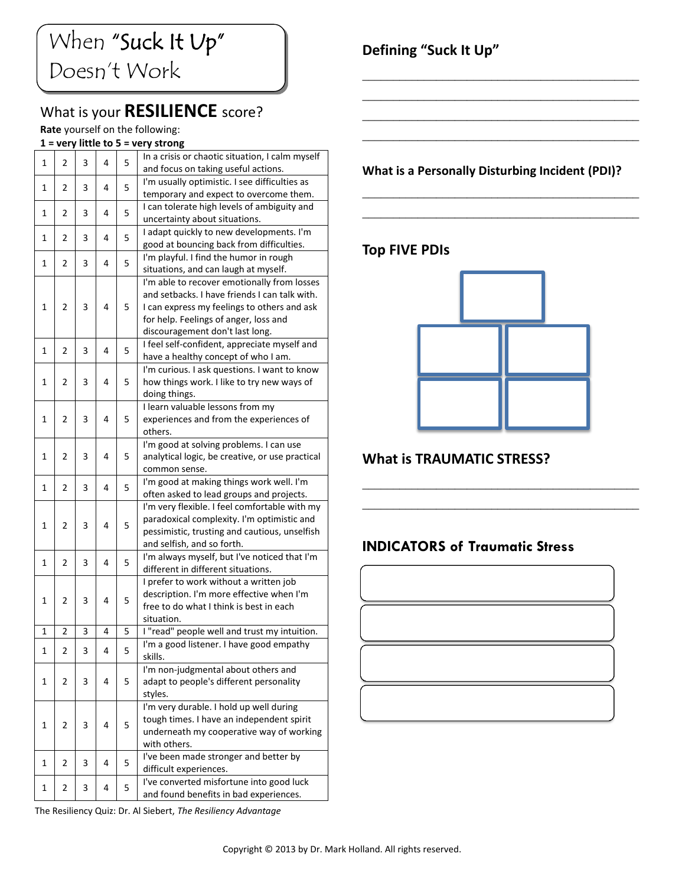# When "Suck It Up" Doesn't Work

## What is your **RESILIENCE** score?

**Rate** yourself on the following:
**1 = very little to 5 = very strong**

| | | | | | |
|---|---|---|---|---|---|
| 1 | 2 | 3 | 4 | 5 | In a crisis or chaotic situation, I calm myself and focus on taking useful actions. |
| 1 | 2 | 3 | 4 | 5 | I'm usually optimistic. I see difficulties as temporary and expect to overcome them. |
| 1 | 2 | 3 | 4 | 5 | I can tolerate high levels of ambiguity and uncertainty about situations. |
| 1 | 2 | 3 | 4 | 5 | I adapt quickly to new developments. I'm good at bouncing back from difficulties. |
| 1 | 2 | 3 | 4 | 5 | I'm playful. I find the humor in rough situations, and can laugh at myself. |
| 1 | 2 | 3 | 4 | 5 | I'm able to recover emotionally from losses and setbacks. I have friends I can talk with. I can express my feelings to others and ask for help. Feelings of anger, loss and discouragement don't last long. |
| 1 | 2 | 3 | 4 | 5 | I feel self-confident, appreciate myself and have a healthy concept of who I am. |
| 1 | 2 | 3 | 4 | 5 | I'm curious. I ask questions. I want to know how things work. I like to try new ways of doing things. |
| 1 | 2 | 3 | 4 | 5 | I learn valuable lessons from my experiences and from the experiences of others. |
| 1 | 2 | 3 | 4 | 5 | I'm good at solving problems. I can use analytical logic, be creative, or use practical common sense. |
| 1 | 2 | 3 | 4 | 5 | I'm good at making things work well. I'm often asked to lead groups and projects. |
| 1 | 2 | 3 | 4 | 5 | I'm very flexible. I feel comfortable with my paradoxical complexity. I'm optimistic and pessimistic, trusting and cautious, unselfish and selfish, and so forth. |
| 1 | 2 | 3 | 4 | 5 | I'm always myself, but I've noticed that I'm different in different situations. |
| 1 | 2 | 3 | 4 | 5 | I prefer to work without a written job description. I'm more effective when I'm free to do what I think is best in each situation. |
| 1 | 2 | 3 | 4 | 5 | I "read" people well and trust my intuition. |
| 1 | 2 | 3 | 4 | 5 | I'm a good listener. I have good empathy skills. |
| 1 | 2 | 3 | 4 | 5 | I'm non-judgmental about others and adapt to people's different personality styles. |
| 1 | 2 | 3 | 4 | 5 | I'm very durable. I hold up well during tough times. I have an independent spirit underneath my cooperative way of working with others. |
| 1 | 2 | 3 | 4 | 5 | I've been made stronger and better by difficult experiences. |
| 1 | 2 | 3 | 4 | 5 | I've converted misfortune into good luck and found benefits in bad experiences. |

The Resiliency Quiz: Dr. Al Siebert, *The Resiliency Advantage*

## Defining "Suck It Up"

___________________________________________

___________________________________________

___________________________________________

___________________________________________

## What is a Personally Disturbing Incident (PDI)?

___________________________________________

___________________________________________

## Top FIVE PDIs

## What is TRAUMATIC STRESS?

___________________________________________

___________________________________________

## INDICATORS of Traumatic Stress

Copyright © 2013 by Dr. Mark Holland. All rights reserved.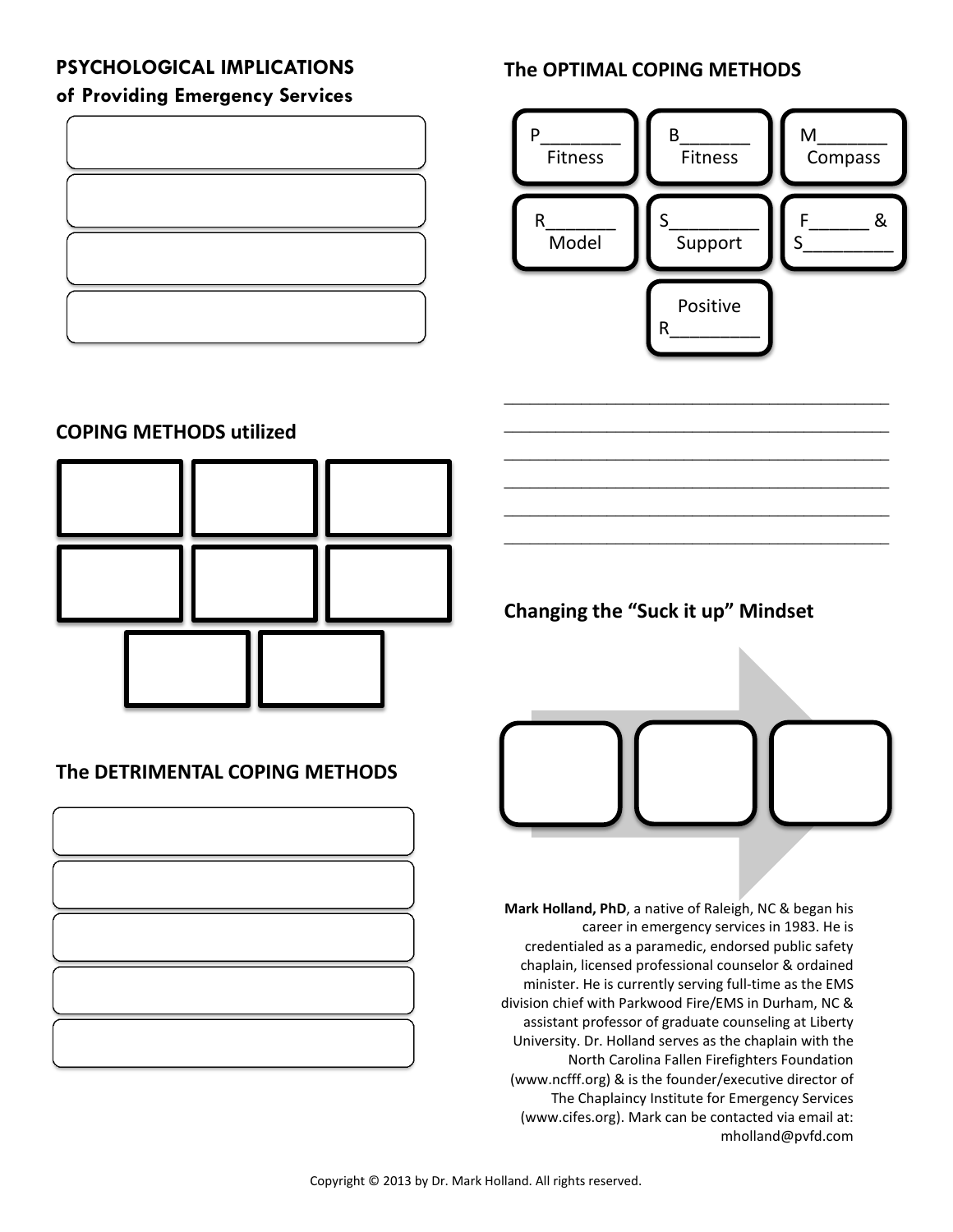## PSYCHOLOGICAL IMPLICATIONS of Providing Emergency Services

## COPING METHODS utilized

## The DETRIMENTAL COPING METHODS

## The OPTIMAL COPING METHODS

- P________ Fitness
- B_______ Fitness
- M_______ Compass
- R_______ Model
- S_________ Support
- F______ & S_________
- Positive R_________

____________________________________________

____________________________________________

____________________________________________

____________________________________________

____________________________________________

____________________________________________

## Changing the "Suck it up" Mindset

**Mark Holland, PhD**, a native of Raleigh, NC & began his career in emergency services in 1983. He is credentialed as a paramedic, endorsed public safety chaplain, licensed professional counselor & ordained minister. He is currently serving full-time as the EMS division chief with Parkwood Fire/EMS in Durham, NC & assistant professor of graduate counseling at Liberty University. Dr. Holland serves as the chaplain with the North Carolina Fallen Firefighters Foundation (www.ncfff.org) & is the founder/executive director of The Chaplaincy Institute for Emergency Services (www.cifes.org). Mark can be contacted via email at: mholland@pvfd.com

Copyright © 2013 by Dr. Mark Holland. All rights reserved.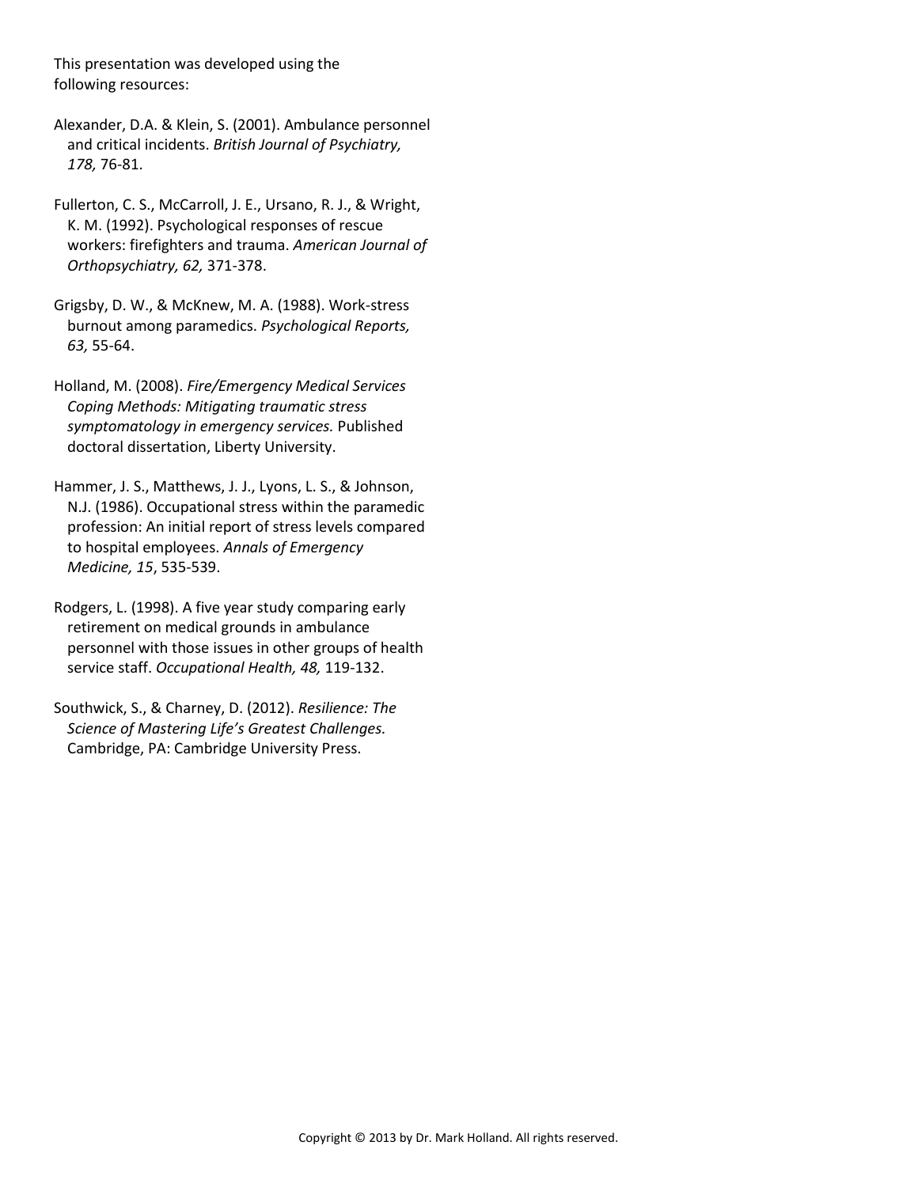This presentation was developed using the following resources:

Alexander, D.A. & Klein, S. (2001). Ambulance personnel and critical incidents. *British Journal of Psychiatry, 178,* 76-81.

Fullerton, C. S., McCarroll, J. E., Ursano, R. J., & Wright, K. M. (1992). Psychological responses of rescue workers: firefighters and trauma. *American Journal of Orthopsychiatry, 62,* 371-378.

Grigsby, D. W., & McKnew, M. A. (1988). Work-stress burnout among paramedics. *Psychological Reports, 63,* 55-64.

Holland, M. (2008). *Fire/Emergency Medical Services Coping Methods: Mitigating traumatic stress symptomatology in emergency services.* Published doctoral dissertation, Liberty University.

Hammer, J. S., Matthews, J. J., Lyons, L. S., & Johnson, N.J. (1986). Occupational stress within the paramedic profession: An initial report of stress levels compared to hospital employees. *Annals of Emergency Medicine, 15*, 535-539.

Rodgers, L. (1998). A five year study comparing early retirement on medical grounds in ambulance personnel with those issues in other groups of health service staff. *Occupational Health, 48,* 119-132.

Southwick, S., & Charney, D. (2012). *Resilience: The Science of Mastering Life's Greatest Challenges.* Cambridge, PA: Cambridge University Press.

Copyright © 2013 by Dr. Mark Holland. All rights reserved.